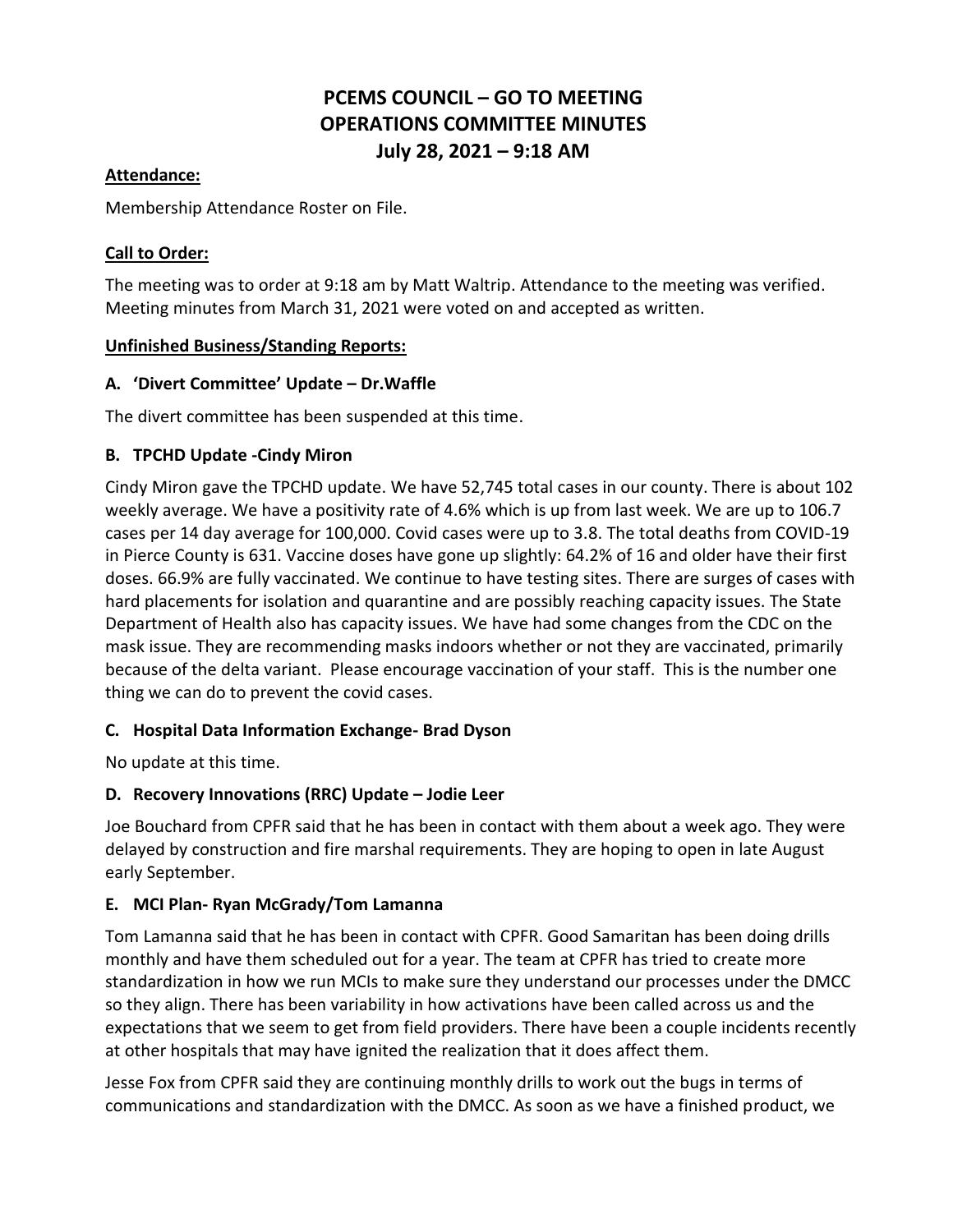# PCEMS COUNCIL – GO TO MEETING
# OPERATIONS COMMITTEE MINUTES
# July 28, 2021 – 9:18 AM

**Attendance:**

Membership Attendance Roster on File.

**Call to Order:**

The meeting was to order at 9:18 am by Matt Waltrip. Attendance to the meeting was verified. Meeting minutes from March 31, 2021 were voted on and accepted as written.

**Unfinished Business/Standing Reports:**

### A. 'Divert Committee' Update – Dr.Waffle

The divert committee has been suspended at this time.

### B. TPCHD Update -Cindy Miron

Cindy Miron gave the TPCHD update. We have 52,745 total cases in our county. There is about 102 weekly average. We have a positivity rate of 4.6% which is up from last week. We are up to 106.7 cases per 14 day average for 100,000. Covid cases were up to 3.8. The total deaths from COVID-19 in Pierce County is 631. Vaccine doses have gone up slightly: 64.2% of 16 and older have their first doses. 66.9% are fully vaccinated. We continue to have testing sites. There are surges of cases with hard placements for isolation and quarantine and are possibly reaching capacity issues. The State Department of Health also has capacity issues. We have had some changes from the CDC on the mask issue. They are recommending masks indoors whether or not they are vaccinated, primarily because of the delta variant. Please encourage vaccination of your staff. This is the number one thing we can do to prevent the covid cases.

### C. Hospital Data Information Exchange- Brad Dyson

No update at this time.

### D. Recovery Innovations (RRC) Update – Jodie Leer

Joe Bouchard from CPFR said that he has been in contact with them about a week ago. They were delayed by construction and fire marshal requirements. They are hoping to open in late August early September.

### E. MCI Plan- Ryan McGrady/Tom Lamanna

Tom Lamanna said that he has been in contact with CPFR. Good Samaritan has been doing drills monthly and have them scheduled out for a year. The team at CPFR has tried to create more standardization in how we run MCIs to make sure they understand our processes under the DMCC so they align. There has been variability in how activations have been called across us and the expectations that we seem to get from field providers. There have been a couple incidents recently at other hospitals that may have ignited the realization that it does affect them.

Jesse Fox from CPFR said they are continuing monthly drills to work out the bugs in terms of communications and standardization with the DMCC. As soon as we have a finished product, we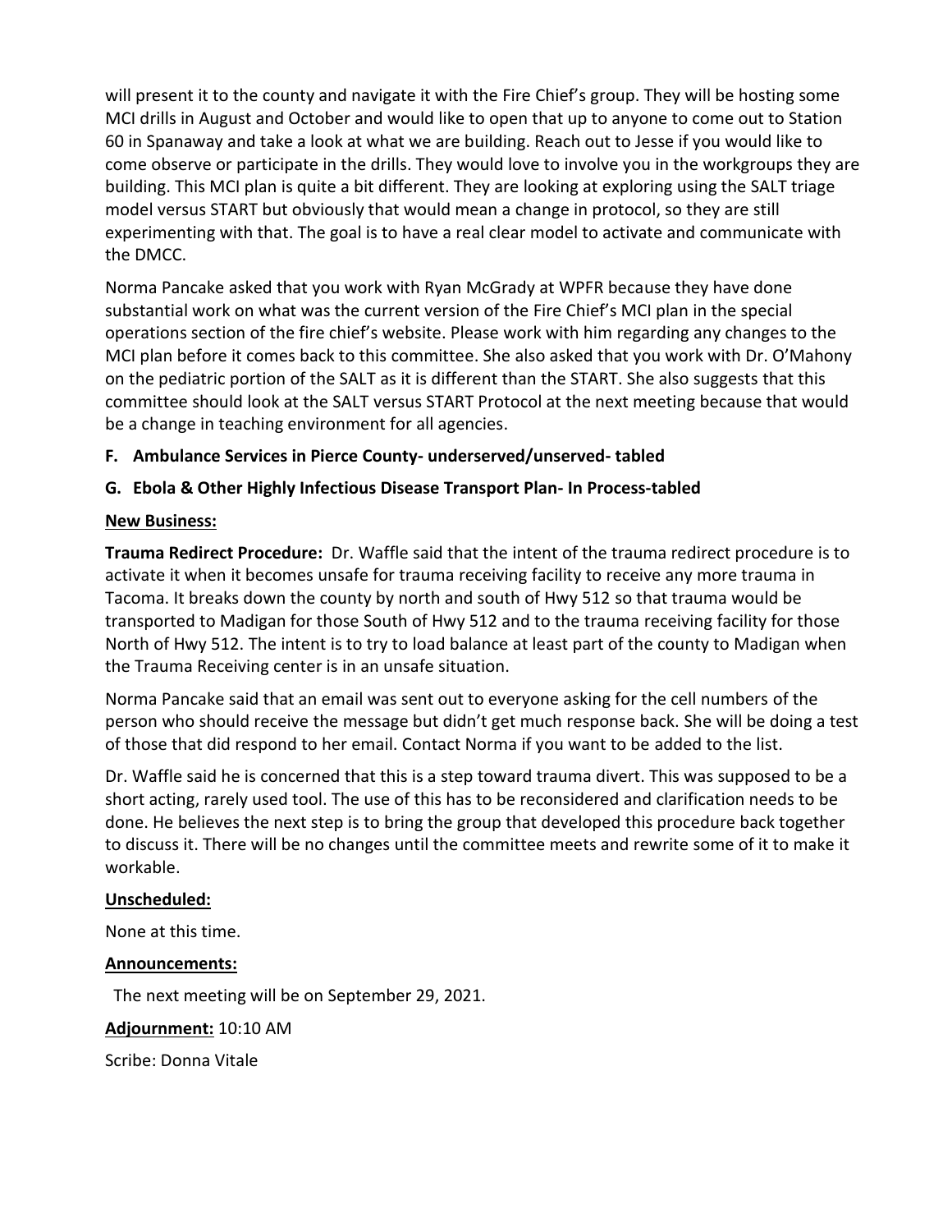will present it to the county and navigate it with the Fire Chief's group. They will be hosting some MCI drills in August and October and would like to open that up to anyone to come out to Station 60 in Spanaway and take a look at what we are building. Reach out to Jesse if you would like to come observe or participate in the drills. They would love to involve you in the workgroups they are building. This MCI plan is quite a bit different. They are looking at exploring using the SALT triage model versus START but obviously that would mean a change in protocol, so they are still experimenting with that. The goal is to have a real clear model to activate and communicate with the DMCC.

Norma Pancake asked that you work with Ryan McGrady at WPFR because they have done substantial work on what was the current version of the Fire Chief's MCI plan in the special operations section of the fire chief's website. Please work with him regarding any changes to the MCI plan before it comes back to this committee. She also asked that you work with Dr. O'Mahony on the pediatric portion of the SALT as it is different than the START. She also suggests that this committee should look at the SALT versus START Protocol at the next meeting because that would be a change in teaching environment for all agencies.

**F. Ambulance Services in Pierce County- underserved/unserved- tabled**

**G. Ebola & Other Highly Infectious Disease Transport Plan- In Process-tabled**

**New Business:**

**Trauma Redirect Procedure:** Dr. Waffle said that the intent of the trauma redirect procedure is to activate it when it becomes unsafe for trauma receiving facility to receive any more trauma in Tacoma. It breaks down the county by north and south of Hwy 512 so that trauma would be transported to Madigan for those South of Hwy 512 and to the trauma receiving facility for those North of Hwy 512. The intent is to try to load balance at least part of the county to Madigan when the Trauma Receiving center is in an unsafe situation.

Norma Pancake said that an email was sent out to everyone asking for the cell numbers of the person who should receive the message but didn't get much response back. She will be doing a test of those that did respond to her email. Contact Norma if you want to be added to the list.

Dr. Waffle said he is concerned that this is a step toward trauma divert. This was supposed to be a short acting, rarely used tool. The use of this has to be reconsidered and clarification needs to be done. He believes the next step is to bring the group that developed this procedure back together to discuss it. There will be no changes until the committee meets and rewrite some of it to make it workable.

**Unscheduled:**

None at this time.

**Announcements:**

The next meeting will be on September 29, 2021.

**Adjournment:** 10:10 AM

Scribe: Donna Vitale